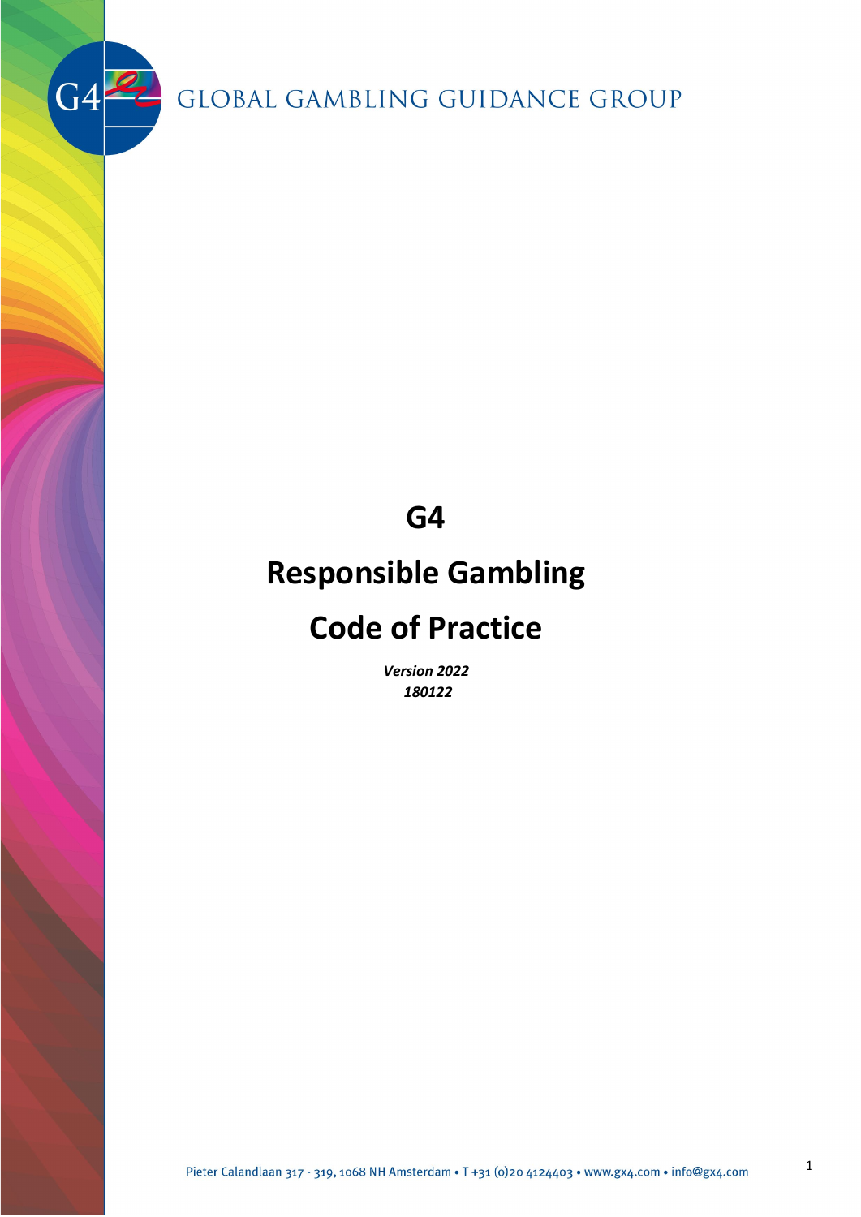GLOBAL GAMBLING GUIDANCE GROUP

# G4

# Responsible Gambling

# Code of Practice

***Version 2022***
***180122***

Pieter Calandlaan 317 - 319, 1068 NH Amsterdam • T +31 (0)20 4124403 • www.gx4.com • info@gx4.com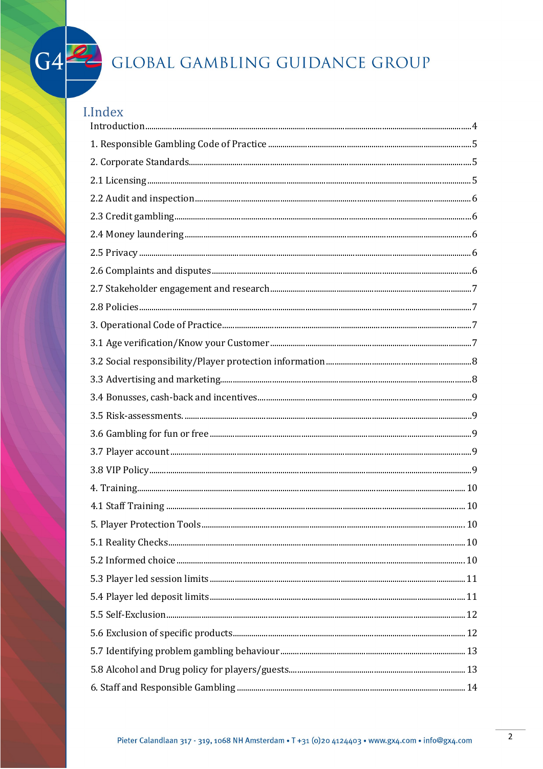## I.Index

Introduction....4

1. Responsible Gambling Code of Practice....5

2. Corporate Standards....5

2.1 Licensing....5

2.2 Audit and inspection....6

2.3 Credit gambling....6

2.4 Money laundering....6

2.5 Privacy....6

2.6 Complaints and disputes....6

2.7 Stakeholder engagement and research....7

2.8 Policies....7

3. Operational Code of Practice....7

3.1 Age verification/Know your Customer....7

3.2 Social responsibility/Player protection information....8

3.3 Advertising and marketing....8

3.4 Bonusses, cash-back and incentives....9

3.5 Risk-assessments....9

3.6 Gambling for fun or free....9

3.7 Player account....9

3.8 VIP Policy....9

4. Training....10

4.1 Staff Training....10

5. Player Protection Tools....10

5.1 Reality Checks....10

5.2 Informed choice....10

5.3 Player led session limits....11

5.4 Player led deposit limits....11

5.5 Self-Exclusion....12

5.6 Exclusion of specific products....12

5.7 Identifying problem gambling behaviour....13

5.8 Alcohol and Drug policy for players/guests....13

6. Staff and Responsible Gambling....14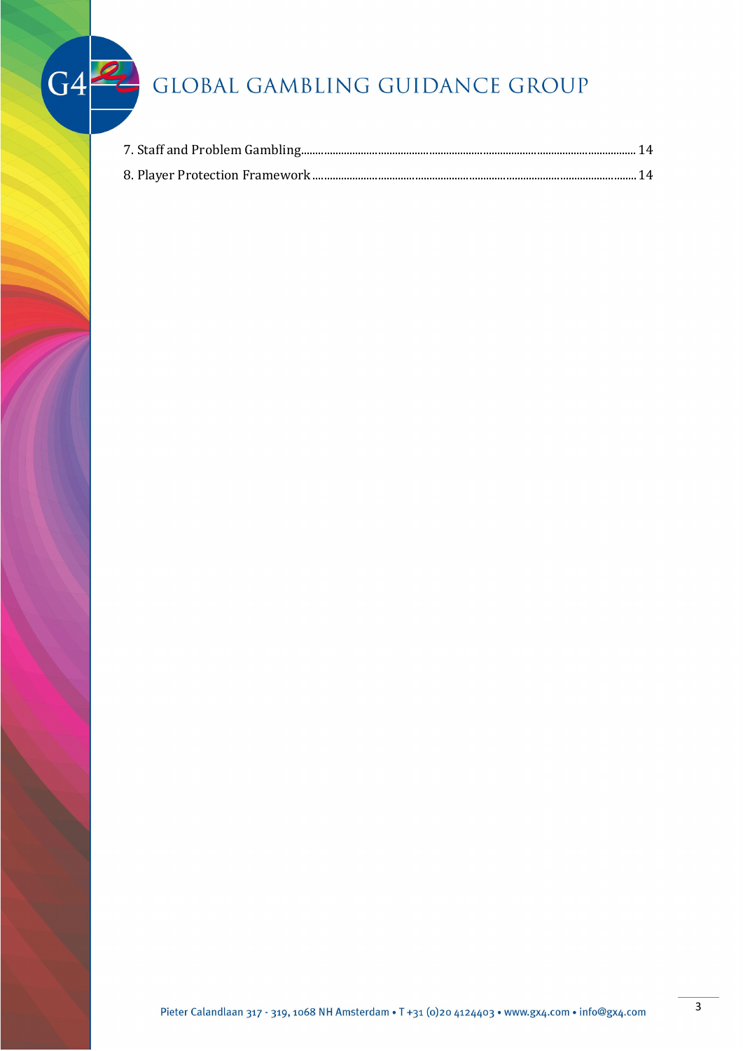7. Staff and Problem Gambling ........................................................................................................ 14

8. Player Protection Framework ..................................................................................................... 14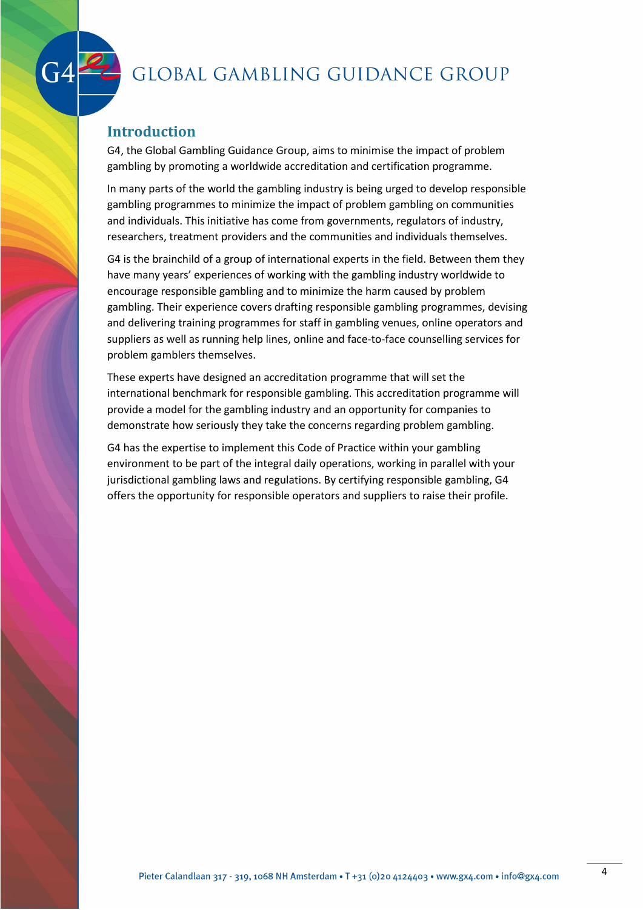## Introduction

G4, the Global Gambling Guidance Group, aims to minimise the impact of problem gambling by promoting a worldwide accreditation and certification programme.

In many parts of the world the gambling industry is being urged to develop responsible gambling programmes to minimize the impact of problem gambling on communities and individuals. This initiative has come from governments, regulators of industry, researchers, treatment providers and the communities and individuals themselves.

G4 is the brainchild of a group of international experts in the field. Between them they have many years' experiences of working with the gambling industry worldwide to encourage responsible gambling and to minimize the harm caused by problem gambling. Their experience covers drafting responsible gambling programmes, devising and delivering training programmes for staff in gambling venues, online operators and suppliers as well as running help lines, online and face-to-face counselling services for problem gamblers themselves.

These experts have designed an accreditation programme that will set the international benchmark for responsible gambling. This accreditation programme will provide a model for the gambling industry and an opportunity for companies to demonstrate how seriously they take the concerns regarding problem gambling.

G4 has the expertise to implement this Code of Practice within your gambling environment to be part of the integral daily operations, working in parallel with your jurisdictional gambling laws and regulations. By certifying responsible gambling, G4 offers the opportunity for responsible operators and suppliers to raise their profile.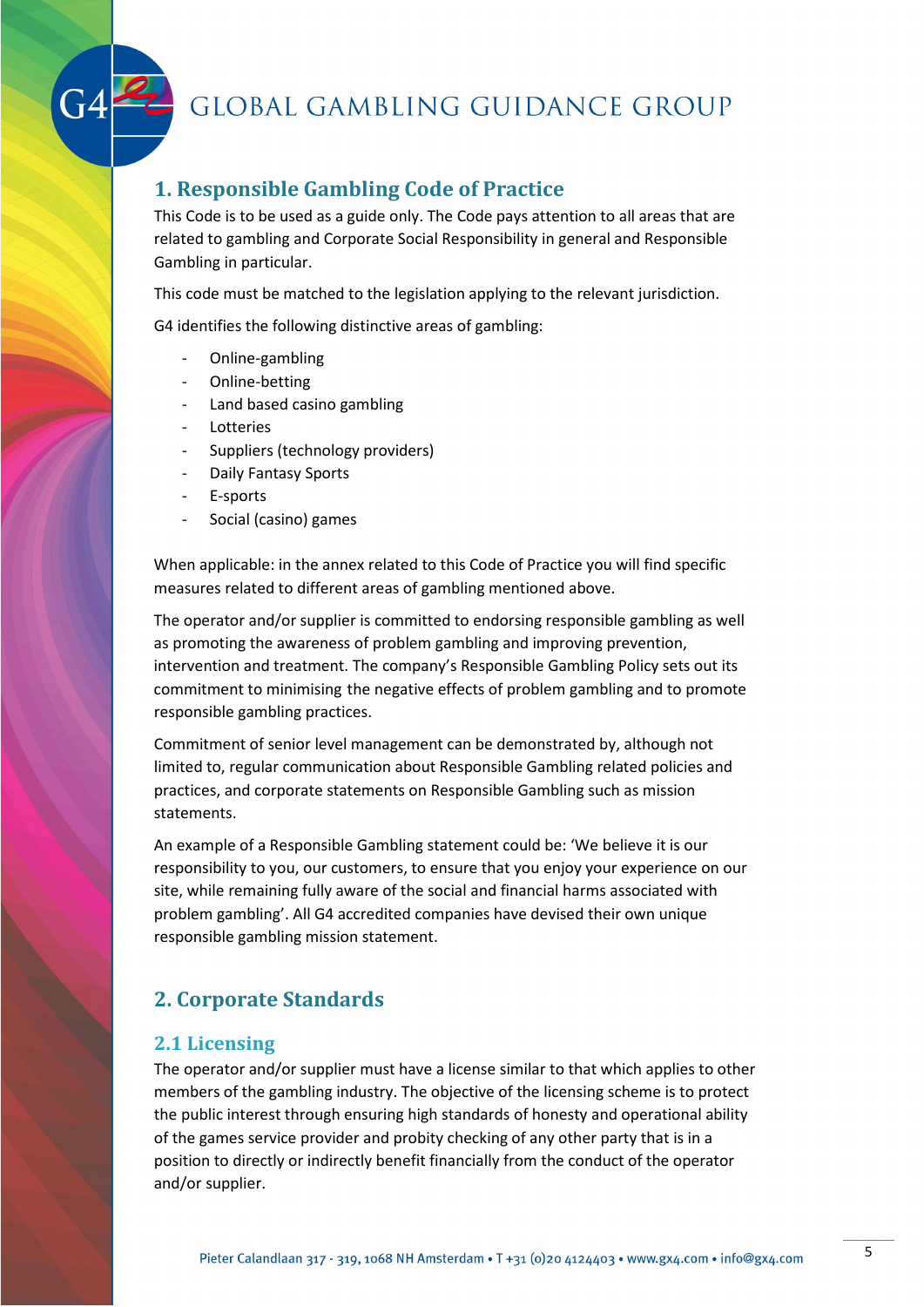## 1. Responsible Gambling Code of Practice

This Code is to be used as a guide only. The Code pays attention to all areas that are related to gambling and Corporate Social Responsibility in general and Responsible Gambling in particular.

This code must be matched to the legislation applying to the relevant jurisdiction.

G4 identifies the following distinctive areas of gambling:

- Online-gambling
- Online-betting
- Land based casino gambling
- Lotteries
- Suppliers (technology providers)
- Daily Fantasy Sports
- E-sports
- Social (casino) games

When applicable: in the annex related to this Code of Practice you will find specific measures related to different areas of gambling mentioned above.

The operator and/or supplier is committed to endorsing responsible gambling as well as promoting the awareness of problem gambling and improving prevention, intervention and treatment. The company's Responsible Gambling Policy sets out its commitment to minimising the negative effects of problem gambling and to promote responsible gambling practices.

Commitment of senior level management can be demonstrated by, although not limited to, regular communication about Responsible Gambling related policies and practices, and corporate statements on Responsible Gambling such as mission statements.

An example of a Responsible Gambling statement could be: 'We believe it is our responsibility to you, our customers, to ensure that you enjoy your experience on our site, while remaining fully aware of the social and financial harms associated with problem gambling'. All G4 accredited companies have devised their own unique responsible gambling mission statement.

## 2. Corporate Standards

### 2.1 Licensing

The operator and/or supplier must have a license similar to that which applies to other members of the gambling industry. The objective of the licensing scheme is to protect the public interest through ensuring high standards of honesty and operational ability of the games service provider and probity checking of any other party that is in a position to directly or indirectly benefit financially from the conduct of the operator and/or supplier.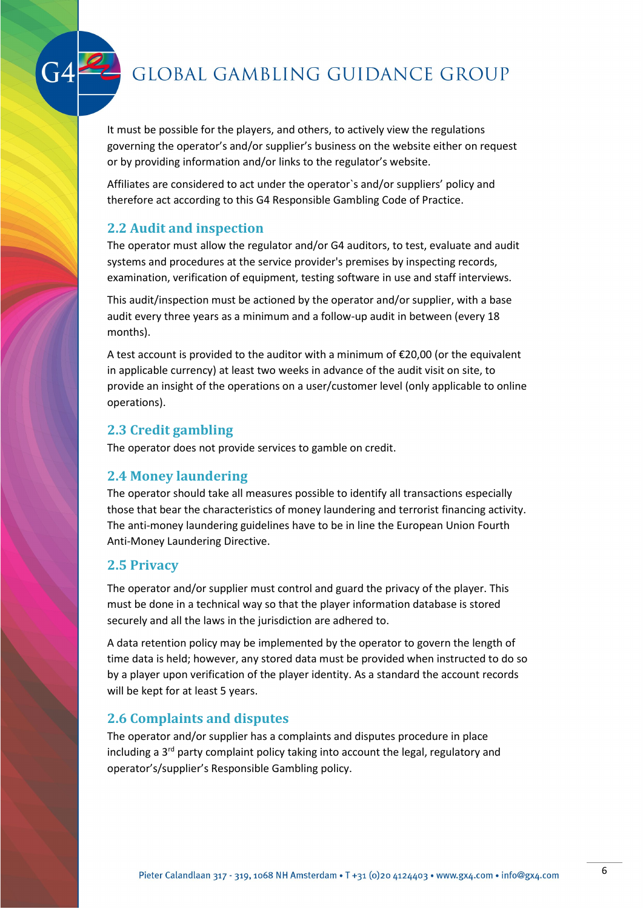It must be possible for the players, and others, to actively view the regulations governing the operator's and/or supplier's business on the website either on request or by providing information and/or links to the regulator's website.

Affiliates are considered to act under the operator`s and/or suppliers' policy and therefore act according to this G4 Responsible Gambling Code of Practice.

## 2.2 Audit and inspection

The operator must allow the regulator and/or G4 auditors, to test, evaluate and audit systems and procedures at the service provider's premises by inspecting records, examination, verification of equipment, testing software in use and staff interviews.

This audit/inspection must be actioned by the operator and/or supplier, with a base audit every three years as a minimum and a follow-up audit in between (every 18 months).

A test account is provided to the auditor with a minimum of €20,00 (or the equivalent in applicable currency) at least two weeks in advance of the audit visit on site, to provide an insight of the operations on a user/customer level (only applicable to online operations).

## 2.3 Credit gambling

The operator does not provide services to gamble on credit.

## 2.4 Money laundering

The operator should take all measures possible to identify all transactions especially those that bear the characteristics of money laundering and terrorist financing activity. The anti-money laundering guidelines have to be in line the European Union Fourth Anti-Money Laundering Directive.

## 2.5 Privacy

The operator and/or supplier must control and guard the privacy of the player. This must be done in a technical way so that the player information database is stored securely and all the laws in the jurisdiction are adhered to.

A data retention policy may be implemented by the operator to govern the length of time data is held; however, any stored data must be provided when instructed to do so by a player upon verification of the player identity. As a standard the account records will be kept for at least 5 years.

## 2.6 Complaints and disputes

The operator and/or supplier has a complaints and disputes procedure in place including a 3rd party complaint policy taking into account the legal, regulatory and operator's/supplier's Responsible Gambling policy.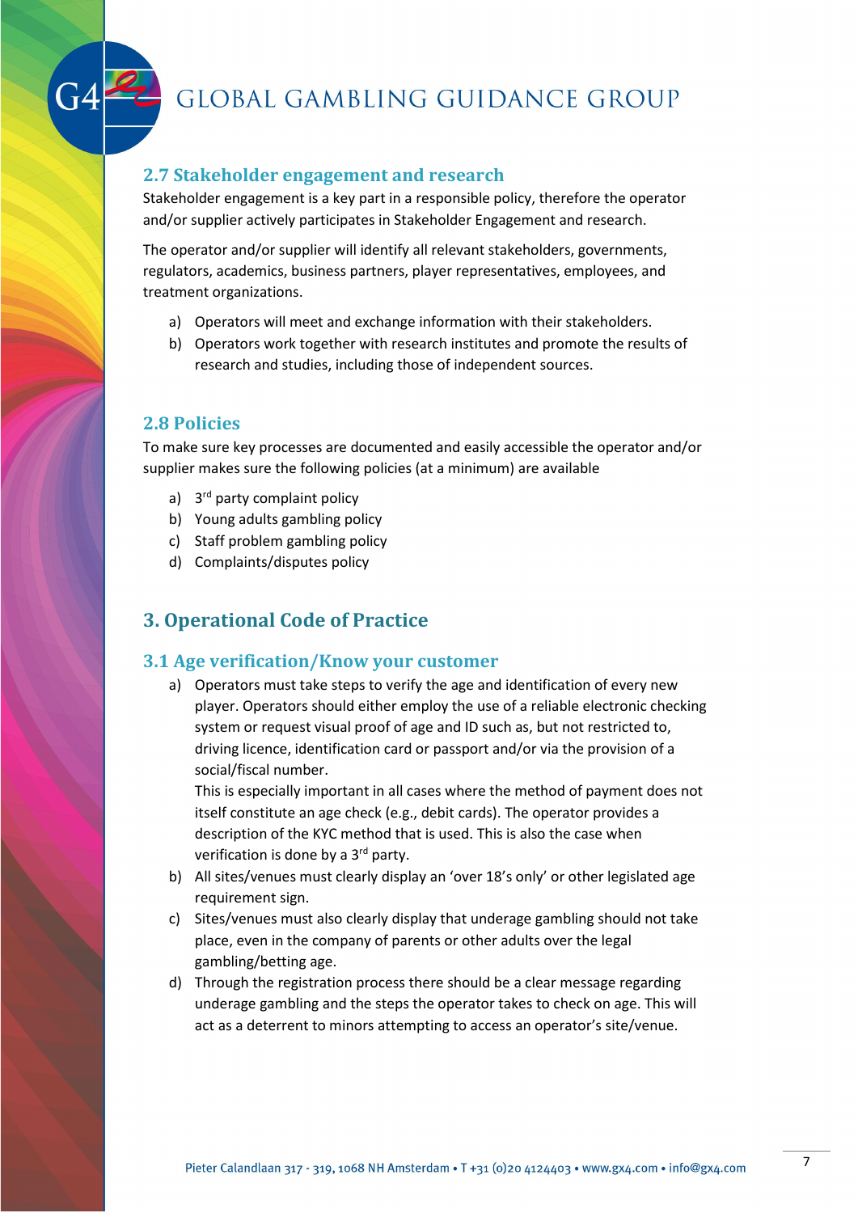## 2.7 Stakeholder engagement and research

Stakeholder engagement is a key part in a responsible policy, therefore the operator and/or supplier actively participates in Stakeholder Engagement and research.

The operator and/or supplier will identify all relevant stakeholders, governments, regulators, academics, business partners, player representatives, employees, and treatment organizations.

a) Operators will meet and exchange information with their stakeholders.
b) Operators work together with research institutes and promote the results of research and studies, including those of independent sources.

## 2.8 Policies

To make sure key processes are documented and easily accessible the operator and/or supplier makes sure the following policies (at a minimum) are available

a) 3rd party complaint policy
b) Young adults gambling policy
c) Staff problem gambling policy
d) Complaints/disputes policy

# 3. Operational Code of Practice

## 3.1 Age verification/Know your customer

a) Operators must take steps to verify the age and identification of every new player. Operators should either employ the use of a reliable electronic checking system or request visual proof of age and ID such as, but not restricted to, driving licence, identification card or passport and/or via the provision of a social/fiscal number.
   This is especially important in all cases where the method of payment does not itself constitute an age check (e.g., debit cards). The operator provides a description of the KYC method that is used. This is also the case when verification is done by a 3rd party.
b) All sites/venues must clearly display an 'over 18's only' or other legislated age requirement sign.
c) Sites/venues must also clearly display that underage gambling should not take place, even in the company of parents or other adults over the legal gambling/betting age.
d) Through the registration process there should be a clear message regarding underage gambling and the steps the operator takes to check on age. This will act as a deterrent to minors attempting to access an operator's site/venue.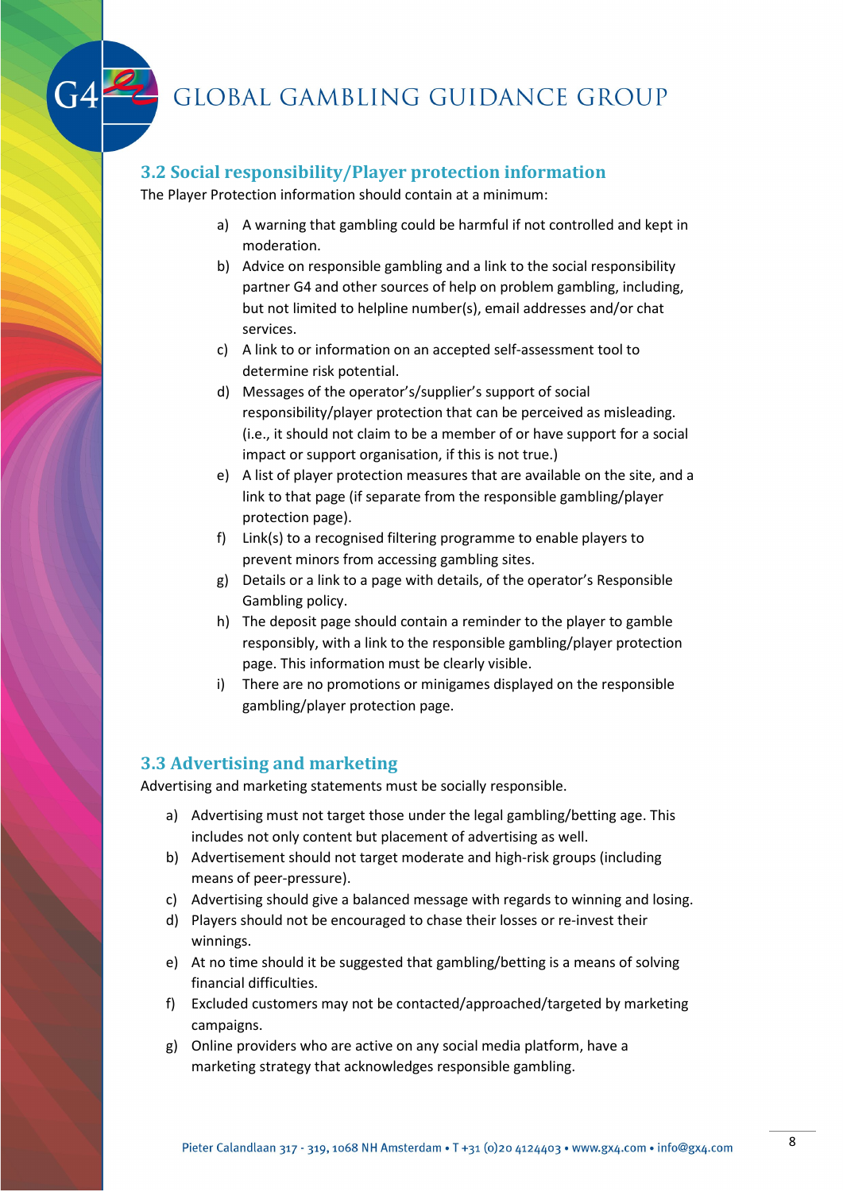### 3.2 Social responsibility/Player protection information

The Player Protection information should contain at a minimum:

a) A warning that gambling could be harmful if not controlled and kept in moderation.
b) Advice on responsible gambling and a link to the social responsibility partner G4 and other sources of help on problem gambling, including, but not limited to helpline number(s), email addresses and/or chat services.
c) A link to or information on an accepted self-assessment tool to determine risk potential.
d) Messages of the operator's/supplier's support of social responsibility/player protection that can be perceived as misleading. (i.e., it should not claim to be a member of or have support for a social impact or support organisation, if this is not true.)
e) A list of player protection measures that are available on the site, and a link to that page (if separate from the responsible gambling/player protection page).
f) Link(s) to a recognised filtering programme to enable players to prevent minors from accessing gambling sites.
g) Details or a link to a page with details, of the operator's Responsible Gambling policy.
h) The deposit page should contain a reminder to the player to gamble responsibly, with a link to the responsible gambling/player protection page. This information must be clearly visible.
i) There are no promotions or minigames displayed on the responsible gambling/player protection page.

### 3.3 Advertising and marketing

Advertising and marketing statements must be socially responsible.

a) Advertising must not target those under the legal gambling/betting age. This includes not only content but placement of advertising as well.
b) Advertisement should not target moderate and high-risk groups (including means of peer-pressure).
c) Advertising should give a balanced message with regards to winning and losing.
d) Players should not be encouraged to chase their losses or re-invest their winnings.
e) At no time should it be suggested that gambling/betting is a means of solving financial difficulties.
f) Excluded customers may not be contacted/approached/targeted by marketing campaigns.
g) Online providers who are active on any social media platform, have a marketing strategy that acknowledges responsible gambling.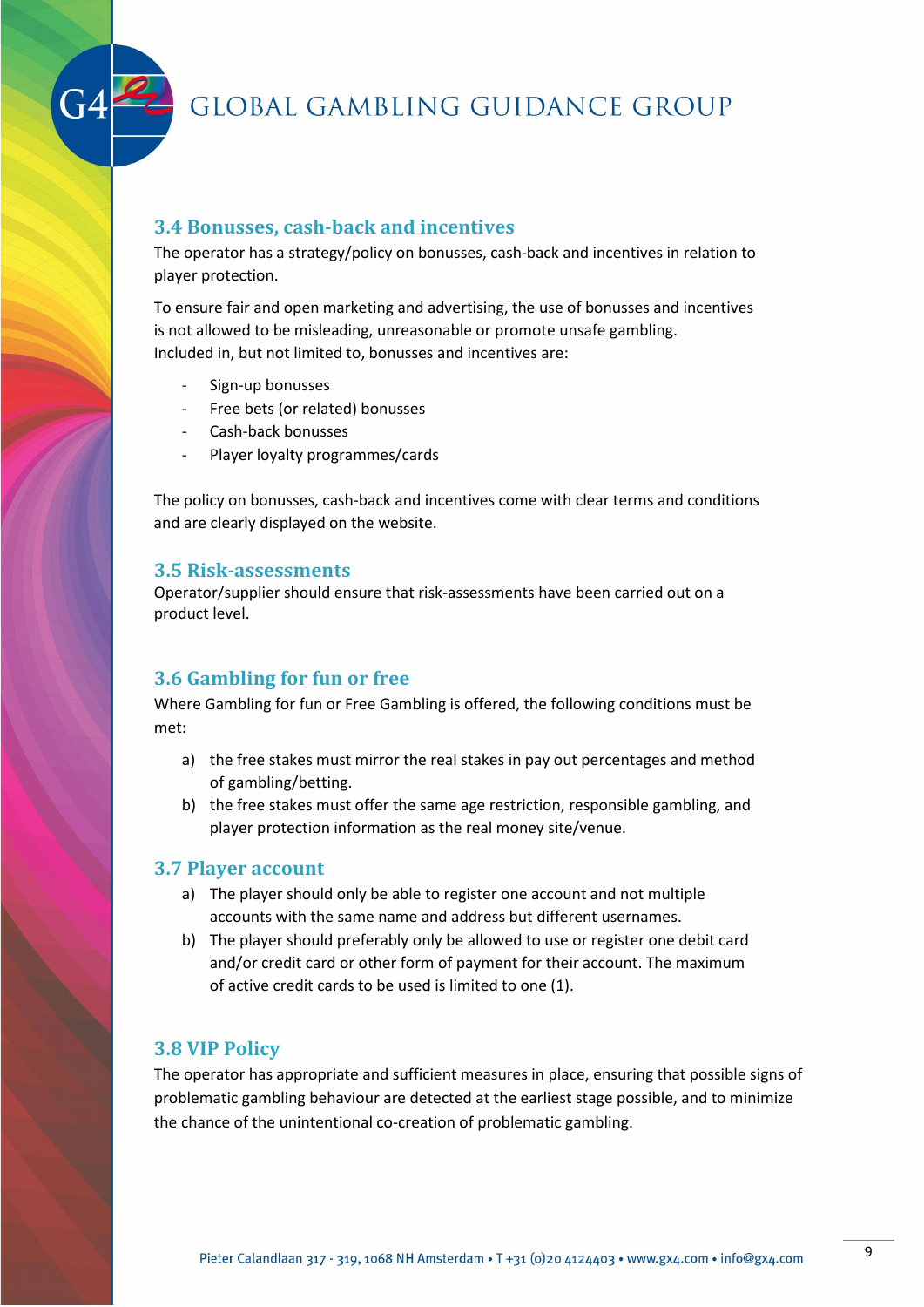### 3.4 Bonusses, cash-back and incentives

The operator has a strategy/policy on bonusses, cash-back and incentives in relation to player protection.

To ensure fair and open marketing and advertising, the use of bonusses and incentives is not allowed to be misleading, unreasonable or promote unsafe gambling.
Included in, but not limited to, bonusses and incentives are:

- Sign-up bonusses
- Free bets (or related) bonusses
- Cash-back bonusses
- Player loyalty programmes/cards

The policy on bonusses, cash-back and incentives come with clear terms and conditions and are clearly displayed on the website.

### 3.5 Risk-assessments

Operator/supplier should ensure that risk-assessments have been carried out on a product level.

### 3.6 Gambling for fun or free

Where Gambling for fun or Free Gambling is offered, the following conditions must be met:

a) the free stakes must mirror the real stakes in pay out percentages and method of gambling/betting.
b) the free stakes must offer the same age restriction, responsible gambling, and player protection information as the real money site/venue.

### 3.7 Player account

a) The player should only be able to register one account and not multiple accounts with the same name and address but different usernames.
b) The player should preferably only be allowed to use or register one debit card and/or credit card or other form of payment for their account. The maximum of active credit cards to be used is limited to one (1).

### 3.8 VIP Policy

The operator has appropriate and sufficient measures in place, ensuring that possible signs of problematic gambling behaviour are detected at the earliest stage possible, and to minimize the chance of the unintentional co-creation of problematic gambling.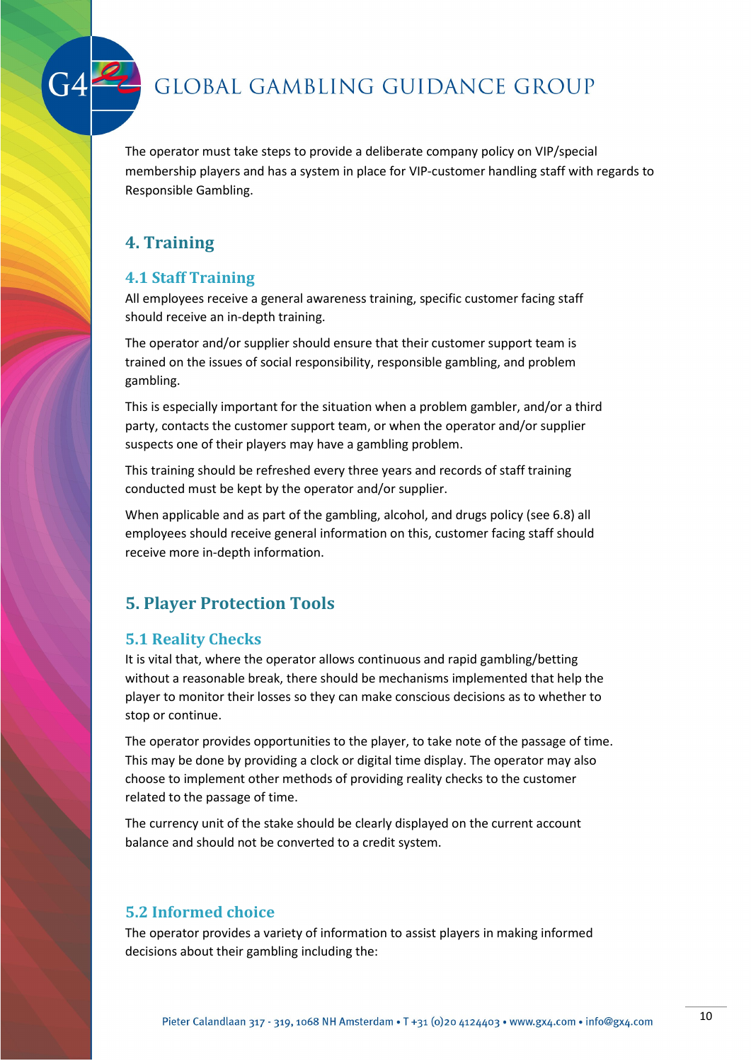The operator must take steps to provide a deliberate company policy on VIP/special membership players and has a system in place for VIP-customer handling staff with regards to Responsible Gambling.

## 4. Training

### 4.1 Staff Training

All employees receive a general awareness training, specific customer facing staff should receive an in-depth training.

The operator and/or supplier should ensure that their customer support team is trained on the issues of social responsibility, responsible gambling, and problem gambling.

This is especially important for the situation when a problem gambler, and/or a third party, contacts the customer support team, or when the operator and/or supplier suspects one of their players may have a gambling problem.

This training should be refreshed every three years and records of staff training conducted must be kept by the operator and/or supplier.

When applicable and as part of the gambling, alcohol, and drugs policy (see 6.8) all employees should receive general information on this, customer facing staff should receive more in-depth information.

## 5. Player Protection Tools

### 5.1 Reality Checks

It is vital that, where the operator allows continuous and rapid gambling/betting without a reasonable break, there should be mechanisms implemented that help the player to monitor their losses so they can make conscious decisions as to whether to stop or continue.

The operator provides opportunities to the player, to take note of the passage of time. This may be done by providing a clock or digital time display. The operator may also choose to implement other methods of providing reality checks to the customer related to the passage of time.

The currency unit of the stake should be clearly displayed on the current account balance and should not be converted to a credit system.

### 5.2 Informed choice

The operator provides a variety of information to assist players in making informed decisions about their gambling including the: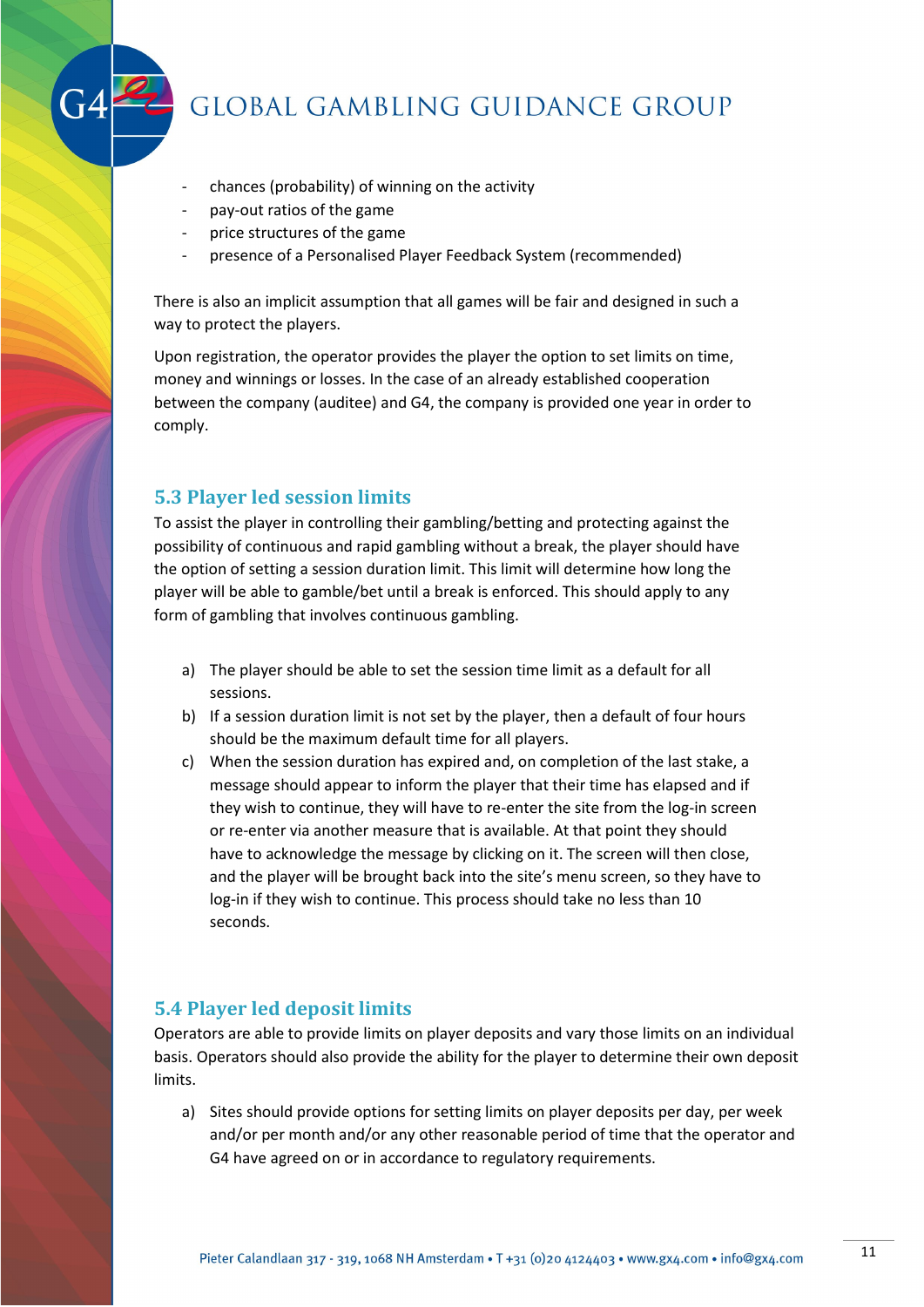- chances (probability) of winning on the activity
- pay-out ratios of the game
- price structures of the game
- presence of a Personalised Player Feedback System (recommended)

There is also an implicit assumption that all games will be fair and designed in such a way to protect the players.

Upon registration, the operator provides the player the option to set limits on time, money and winnings or losses. In the case of an already established cooperation between the company (auditee) and G4, the company is provided one year in order to comply.

## 5.3 Player led session limits

To assist the player in controlling their gambling/betting and protecting against the possibility of continuous and rapid gambling without a break, the player should have the option of setting a session duration limit. This limit will determine how long the player will be able to gamble/bet until a break is enforced. This should apply to any form of gambling that involves continuous gambling.

a) The player should be able to set the session time limit as a default for all sessions.
b) If a session duration limit is not set by the player, then a default of four hours should be the maximum default time for all players.
c) When the session duration has expired and, on completion of the last stake, a message should appear to inform the player that their time has elapsed and if they wish to continue, they will have to re-enter the site from the log-in screen or re-enter via another measure that is available. At that point they should have to acknowledge the message by clicking on it. The screen will then close, and the player will be brought back into the site's menu screen, so they have to log-in if they wish to continue. This process should take no less than 10 seconds.

## 5.4 Player led deposit limits

Operators are able to provide limits on player deposits and vary those limits on an individual basis. Operators should also provide the ability for the player to determine their own deposit limits.

a) Sites should provide options for setting limits on player deposits per day, per week and/or per month and/or any other reasonable period of time that the operator and G4 have agreed on or in accordance to regulatory requirements.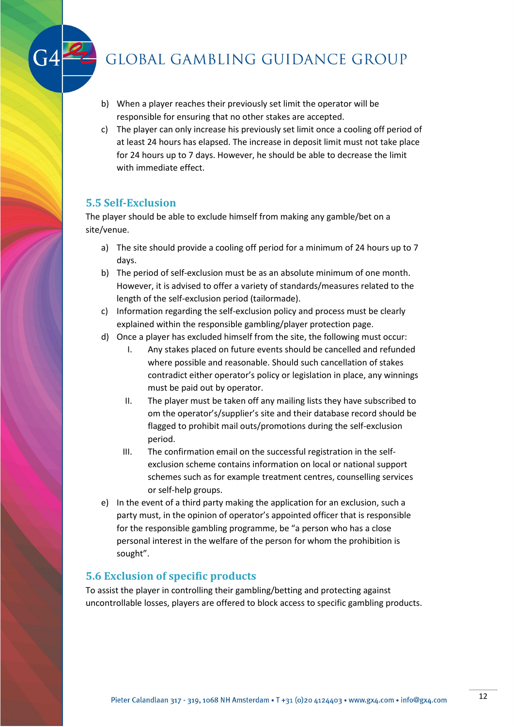b) When a player reaches their previously set limit the operator will be responsible for ensuring that no other stakes are accepted.
c) The player can only increase his previously set limit once a cooling off period of at least 24 hours has elapsed. The increase in deposit limit must not take place for 24 hours up to 7 days. However, he should be able to decrease the limit with immediate effect.

## 5.5 Self-Exclusion

The player should be able to exclude himself from making any gamble/bet on a site/venue.

a) The site should provide a cooling off period for a minimum of 24 hours up to 7 days.
b) The period of self-exclusion must be as an absolute minimum of one month. However, it is advised to offer a variety of standards/measures related to the length of the self-exclusion period (tailormade).
c) Information regarding the self-exclusion policy and process must be clearly explained within the responsible gambling/player protection page.
d) Once a player has excluded himself from the site, the following must occur:
   I. Any stakes placed on future events should be cancelled and refunded where possible and reasonable. Should such cancellation of stakes contradict either operator's policy or legislation in place, any winnings must be paid out by operator.
   II. The player must be taken off any mailing lists they have subscribed to om the operator's/supplier's site and their database record should be flagged to prohibit mail outs/promotions during the self-exclusion period.
   III. The confirmation email on the successful registration in the self-exclusion scheme contains information on local or national support schemes such as for example treatment centres, counselling services or self-help groups.
e) In the event of a third party making the application for an exclusion, such a party must, in the opinion of operator's appointed officer that is responsible for the responsible gambling programme, be "a person who has a close personal interest in the welfare of the person for whom the prohibition is sought".

## 5.6 Exclusion of specific products

To assist the player in controlling their gambling/betting and protecting against uncontrollable losses, players are offered to block access to specific gambling products.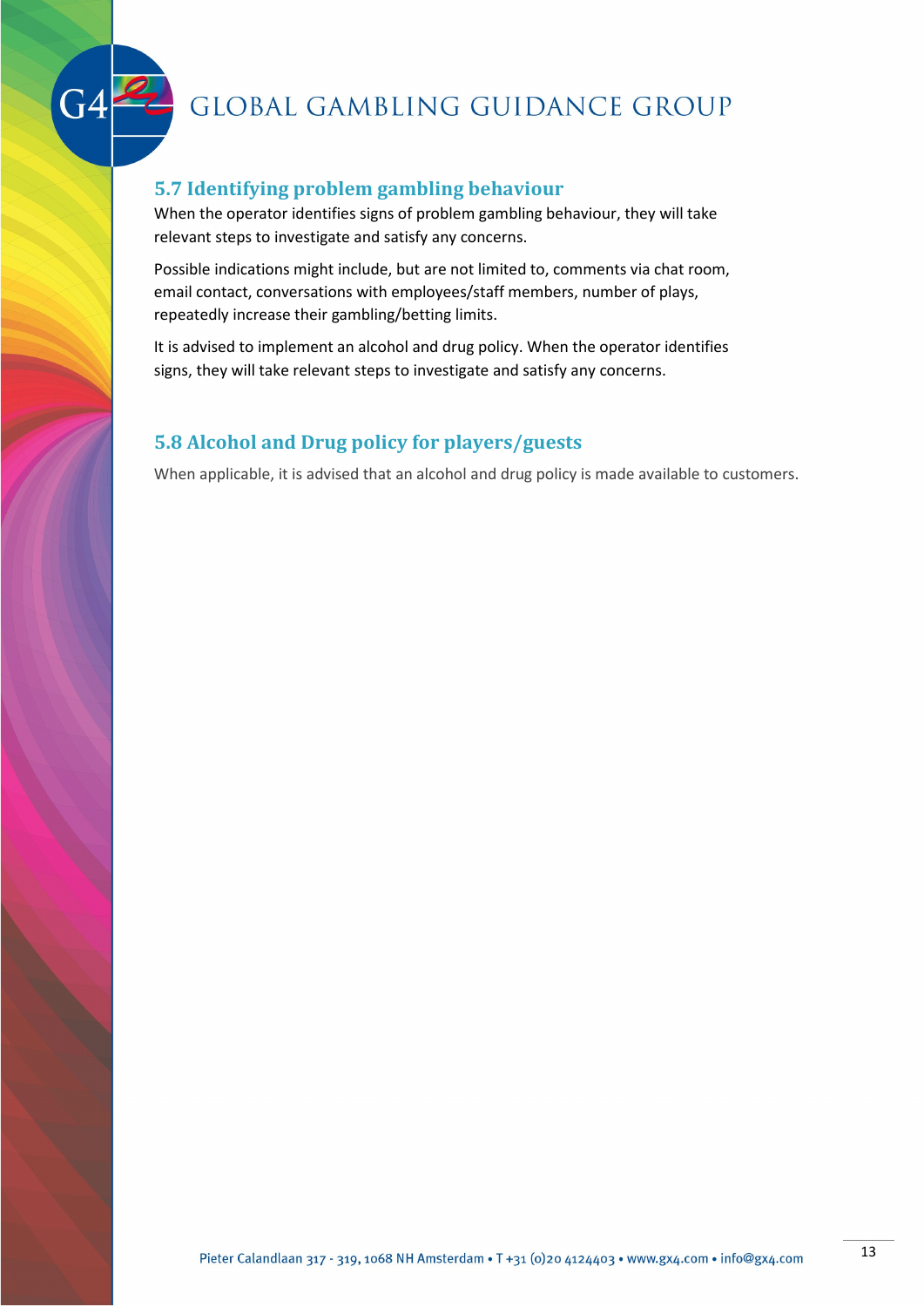## 5.7 Identifying problem gambling behaviour

When the operator identifies signs of problem gambling behaviour, they will take relevant steps to investigate and satisfy any concerns.

Possible indications might include, but are not limited to, comments via chat room, email contact, conversations with employees/staff members, number of plays, repeatedly increase their gambling/betting limits.

It is advised to implement an alcohol and drug policy. When the operator identifies signs, they will take relevant steps to investigate and satisfy any concerns.

## 5.8 Alcohol and Drug policy for players/guests

When applicable, it is advised that an alcohol and drug policy is made available to customers.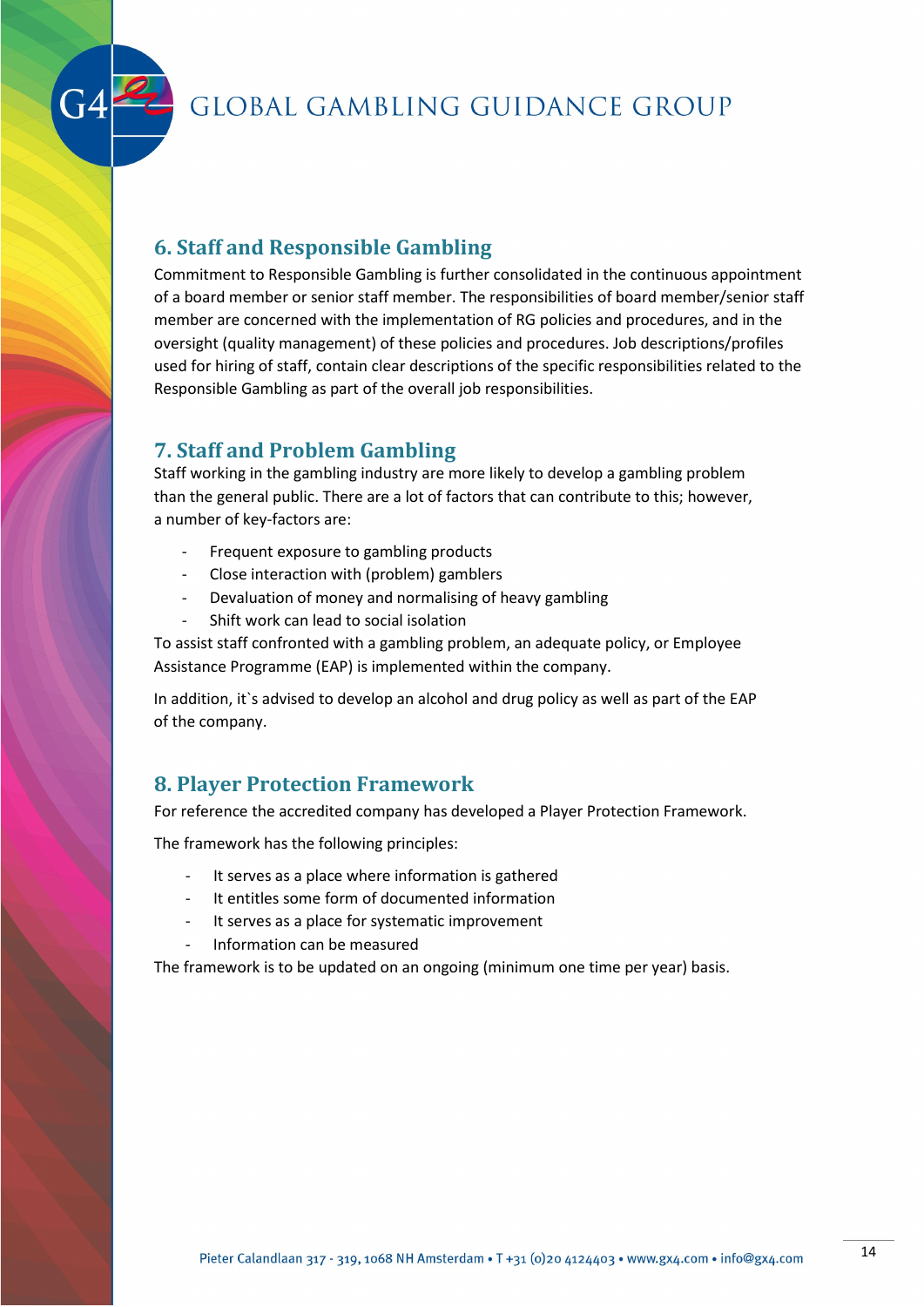## 6. Staff and Responsible Gambling

Commitment to Responsible Gambling is further consolidated in the continuous appointment of a board member or senior staff member. The responsibilities of board member/senior staff member are concerned with the implementation of RG policies and procedures, and in the oversight (quality management) of these policies and procedures. Job descriptions/profiles used for hiring of staff, contain clear descriptions of the specific responsibilities related to the Responsible Gambling as part of the overall job responsibilities.

## 7. Staff and Problem Gambling

Staff working in the gambling industry are more likely to develop a gambling problem than the general public. There are a lot of factors that can contribute to this; however, a number of key-factors are:

- Frequent exposure to gambling products
- Close interaction with (problem) gamblers
- Devaluation of money and normalising of heavy gambling
- Shift work can lead to social isolation

To assist staff confronted with a gambling problem, an adequate policy, or Employee Assistance Programme (EAP) is implemented within the company.

In addition, it`s advised to develop an alcohol and drug policy as well as part of the EAP of the company.

## 8. Player Protection Framework

For reference the accredited company has developed a Player Protection Framework.

The framework has the following principles:

- It serves as a place where information is gathered
- It entitles some form of documented information
- It serves as a place for systematic improvement
- Information can be measured

The framework is to be updated on an ongoing (minimum one time per year) basis.